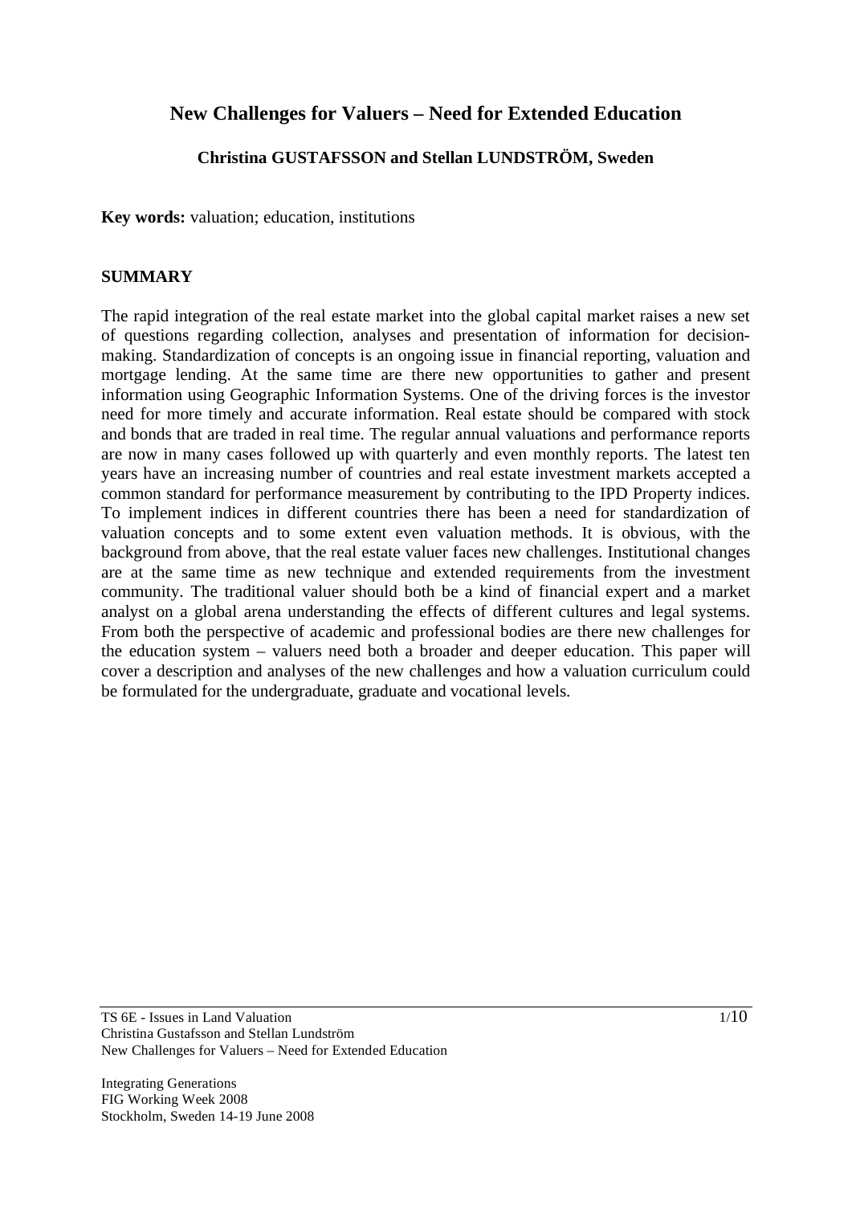# New Challenges for Valuers – Need for Extended Education

**Christina GUSTAFSSON and Stellan LUNDSTRÖM, Sweden**

**Key words:** valuation; education, institutions

## SUMMARY

The rapid integration of the real estate market into the global capital market raises a new set of questions regarding collection, analyses and presentation of information for decision-making. Standardization of concepts is an ongoing issue in financial reporting, valuation and mortgage lending. At the same time are there new opportunities to gather and present information using Geographic Information Systems. One of the driving forces is the investor need for more timely and accurate information. Real estate should be compared with stock and bonds that are traded in real time. The regular annual valuations and performance reports are now in many cases followed up with quarterly and even monthly reports. The latest ten years have an increasing number of countries and real estate investment markets accepted a common standard for performance measurement by contributing to the IPD Property indices. To implement indices in different countries there has been a need for standardization of valuation concepts and to some extent even valuation methods. It is obvious, with the background from above, that the real estate valuer faces new challenges. Institutional changes are at the same time as new technique and extended requirements from the investment community. The traditional valuer should both be a kind of financial expert and a market analyst on a global arena understanding the effects of different cultures and legal systems. From both the perspective of academic and professional bodies are there new challenges for the education system – valuers need both a broader and deeper education. This paper will cover a description and analyses of the new challenges and how a valuation curriculum could be formulated for the undergraduate, graduate and vocational levels.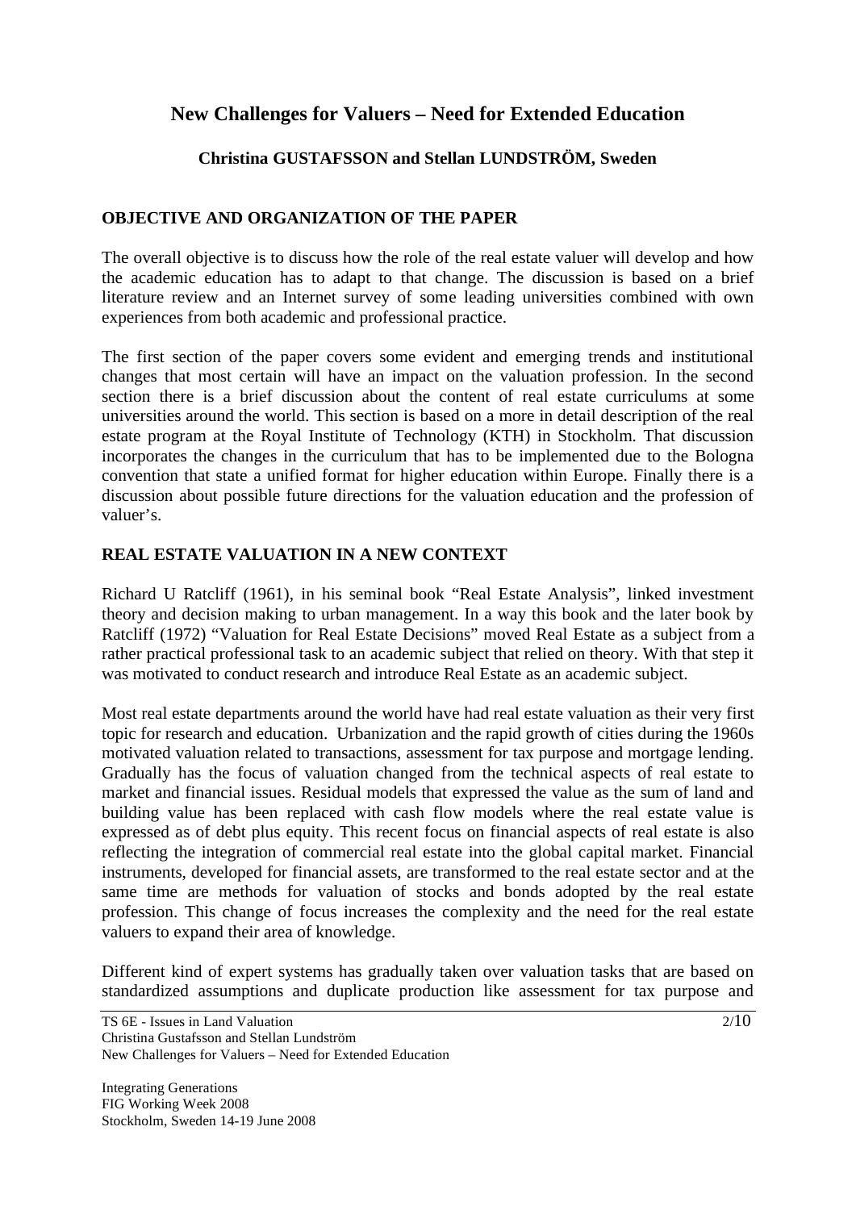# New Challenges for Valuers – Need for Extended Education

**Christina GUSTAFSSON and Stellan LUNDSTRÖM, Sweden**

## OBJECTIVE AND ORGANIZATION OF THE PAPER

The overall objective is to discuss how the role of the real estate valuer will develop and how the academic education has to adapt to that change. The discussion is based on a brief literature review and an Internet survey of some leading universities combined with own experiences from both academic and professional practice.

The first section of the paper covers some evident and emerging trends and institutional changes that most certain will have an impact on the valuation profession. In the second section there is a brief discussion about the content of real estate curriculums at some universities around the world. This section is based on a more in detail description of the real estate program at the Royal Institute of Technology (KTH) in Stockholm. That discussion incorporates the changes in the curriculum that has to be implemented due to the Bologna convention that state a unified format for higher education within Europe. Finally there is a discussion about possible future directions for the valuation education and the profession of valuer's.

## REAL ESTATE VALUATION IN A NEW CONTEXT

Richard U Ratcliff (1961), in his seminal book "Real Estate Analysis", linked investment theory and decision making to urban management. In a way this book and the later book by Ratcliff (1972) "Valuation for Real Estate Decisions" moved Real Estate as a subject from a rather practical professional task to an academic subject that relied on theory. With that step it was motivated to conduct research and introduce Real Estate as an academic subject.

Most real estate departments around the world have had real estate valuation as their very first topic for research and education. Urbanization and the rapid growth of cities during the 1960s motivated valuation related to transactions, assessment for tax purpose and mortgage lending. Gradually has the focus of valuation changed from the technical aspects of real estate to market and financial issues. Residual models that expressed the value as the sum of land and building value has been replaced with cash flow models where the real estate value is expressed as of debt plus equity. This recent focus on financial aspects of real estate is also reflecting the integration of commercial real estate into the global capital market. Financial instruments, developed for financial assets, are transformed to the real estate sector and at the same time are methods for valuation of stocks and bonds adopted by the real estate profession. This change of focus increases the complexity and the need for the real estate valuers to expand their area of knowledge.

Different kind of expert systems has gradually taken over valuation tasks that are based on standardized assumptions and duplicate production like assessment for tax purpose and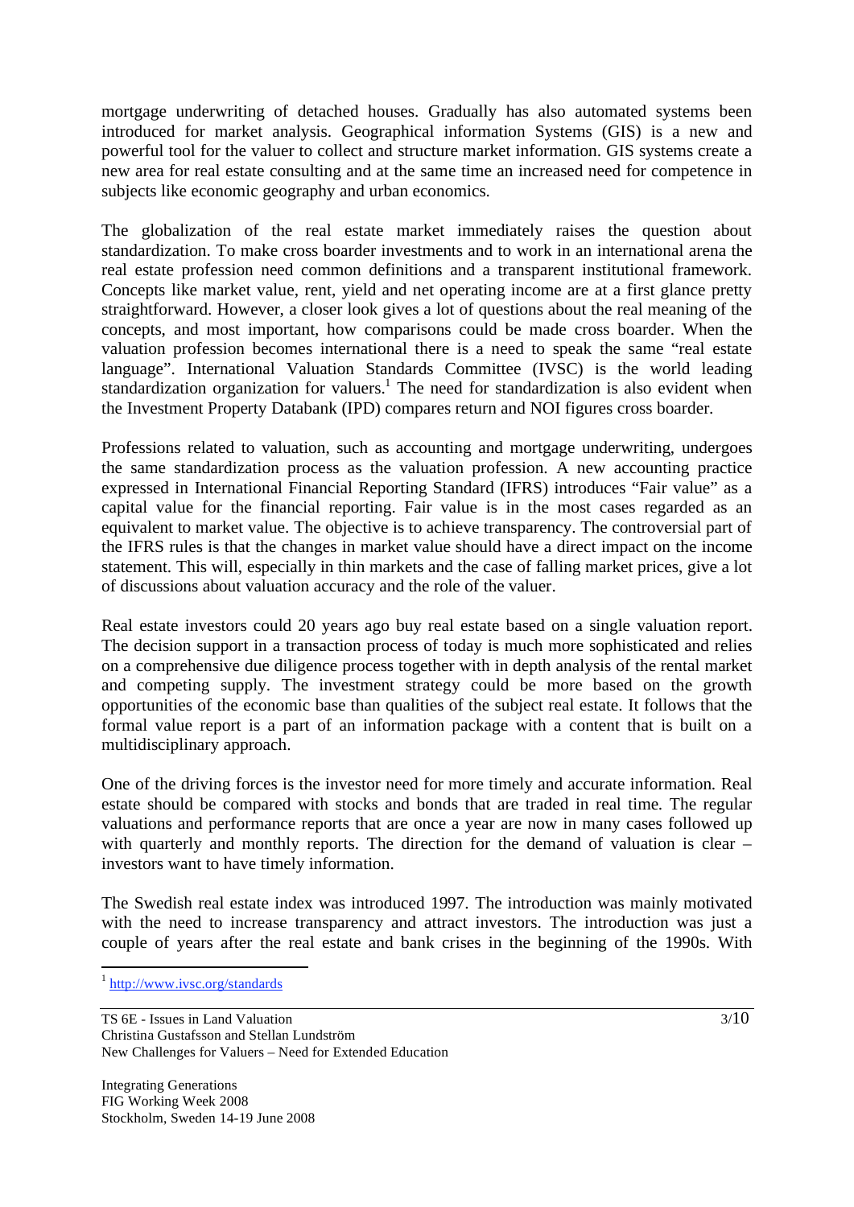mortgage underwriting of detached houses. Gradually has also automated systems been introduced for market analysis. Geographical information Systems (GIS) is a new and powerful tool for the valuer to collect and structure market information. GIS systems create a new area for real estate consulting and at the same time an increased need for competence in subjects like economic geography and urban economics.

The globalization of the real estate market immediately raises the question about standardization. To make cross boarder investments and to work in an international arena the real estate profession need common definitions and a transparent institutional framework. Concepts like market value, rent, yield and net operating income are at a first glance pretty straightforward. However, a closer look gives a lot of questions about the real meaning of the concepts, and most important, how comparisons could be made cross boarder. When the valuation profession becomes international there is a need to speak the same "real estate language". International Valuation Standards Committee (IVSC) is the world leading standardization organization for valuers.[1] The need for standardization is also evident when the Investment Property Databank (IPD) compares return and NOI figures cross boarder.

Professions related to valuation, such as accounting and mortgage underwriting, undergoes the same standardization process as the valuation profession. A new accounting practice expressed in International Financial Reporting Standard (IFRS) introduces "Fair value" as a capital value for the financial reporting. Fair value is in the most cases regarded as an equivalent to market value. The objective is to achieve transparency. The controversial part of the IFRS rules is that the changes in market value should have a direct impact on the income statement. This will, especially in thin markets and the case of falling market prices, give a lot of discussions about valuation accuracy and the role of the valuer.

Real estate investors could 20 years ago buy real estate based on a single valuation report. The decision support in a transaction process of today is much more sophisticated and relies on a comprehensive due diligence process together with in depth analysis of the rental market and competing supply. The investment strategy could be more based on the growth opportunities of the economic base than qualities of the subject real estate. It follows that the formal value report is a part of an information package with a content that is built on a multidisciplinary approach.

One of the driving forces is the investor need for more timely and accurate information. Real estate should be compared with stocks and bonds that are traded in real time. The regular valuations and performance reports that are once a year are now in many cases followed up with quarterly and monthly reports. The direction for the demand of valuation is clear – investors want to have timely information.

The Swedish real estate index was introduced 1997. The introduction was mainly motivated with the need to increase transparency and attract investors. The introduction was just a couple of years after the real estate and bank crises in the beginning of the 1990s. With

[1] http://www.ivsc.org/standards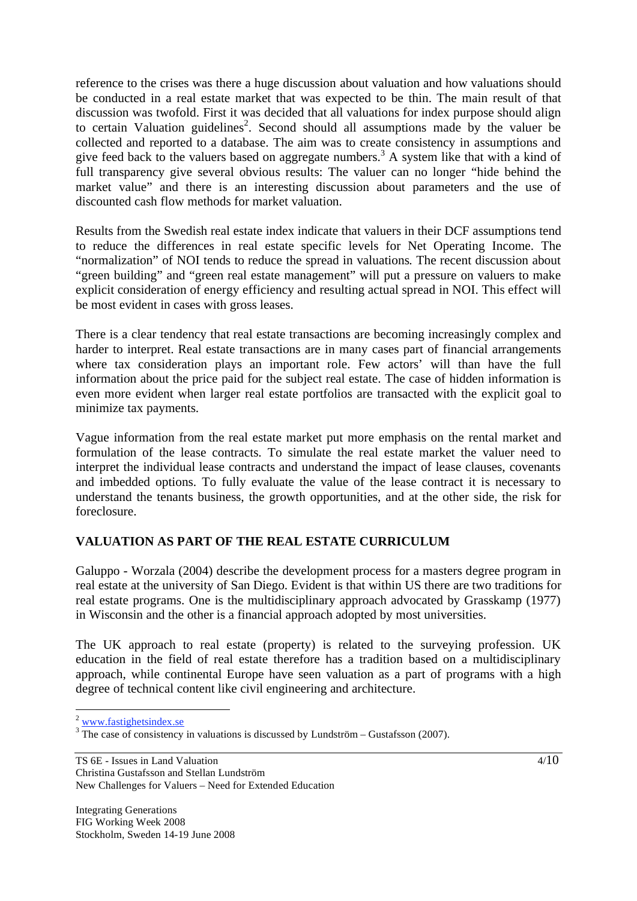reference to the crises was there a huge discussion about valuation and how valuations should be conducted in a real estate market that was expected to be thin. The main result of that discussion was twofold. First it was decided that all valuations for index purpose should align to certain Valuation guidelines[2]. Second should all assumptions made by the valuer be collected and reported to a database. The aim was to create consistency in assumptions and give feed back to the valuers based on aggregate numbers.[3] A system like that with a kind of full transparency give several obvious results: The valuer can no longer "hide behind the market value" and there is an interesting discussion about parameters and the use of discounted cash flow methods for market valuation.

Results from the Swedish real estate index indicate that valuers in their DCF assumptions tend to reduce the differences in real estate specific levels for Net Operating Income. The "normalization" of NOI tends to reduce the spread in valuations. The recent discussion about "green building" and "green real estate management" will put a pressure on valuers to make explicit consideration of energy efficiency and resulting actual spread in NOI. This effect will be most evident in cases with gross leases.

There is a clear tendency that real estate transactions are becoming increasingly complex and harder to interpret. Real estate transactions are in many cases part of financial arrangements where tax consideration plays an important role. Few actors' will than have the full information about the price paid for the subject real estate. The case of hidden information is even more evident when larger real estate portfolios are transacted with the explicit goal to minimize tax payments.

Vague information from the real estate market put more emphasis on the rental market and formulation of the lease contracts. To simulate the real estate market the valuer need to interpret the individual lease contracts and understand the impact of lease clauses, covenants and imbedded options. To fully evaluate the value of the lease contract it is necessary to understand the tenants business, the growth opportunities, and at the other side, the risk for foreclosure.

## VALUATION AS PART OF THE REAL ESTATE CURRICULUM

Galuppo - Worzala (2004) describe the development process for a masters degree program in real estate at the university of San Diego. Evident is that within US there are two traditions for real estate programs. One is the multidisciplinary approach advocated by Grasskamp (1977) in Wisconsin and the other is a financial approach adopted by most universities.

The UK approach to real estate (property) is related to the surveying profession. UK education in the field of real estate therefore has a tradition based on a multidisciplinary approach, while continental Europe have seen valuation as a part of programs with a high degree of technical content like civil engineering and architecture.

---

[2] www.fastighetsindex.se

[3] The case of consistency in valuations is discussed by Lundström – Gustafsson (2007).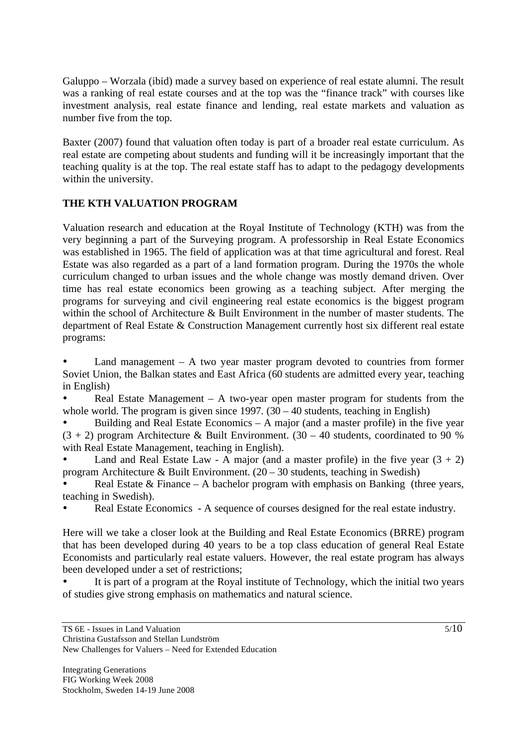Galuppo – Worzala (ibid) made a survey based on experience of real estate alumni. The result was a ranking of real estate courses and at the top was the "finance track" with courses like investment analysis, real estate finance and lending, real estate markets and valuation as number five from the top.

Baxter (2007) found that valuation often today is part of a broader real estate curriculum. As real estate are competing about students and funding will it be increasingly important that the teaching quality is at the top. The real estate staff has to adapt to the pedagogy developments within the university.

## THE KTH VALUATION PROGRAM

Valuation research and education at the Royal Institute of Technology (KTH) was from the very beginning a part of the Surveying program. A professorship in Real Estate Economics was established in 1965. The field of application was at that time agricultural and forest. Real Estate was also regarded as a part of a land formation program. During the 1970s the whole curriculum changed to urban issues and the whole change was mostly demand driven. Over time has real estate economics been growing as a teaching subject. After merging the programs for surveying and civil engineering real estate economics is the biggest program within the school of Architecture & Built Environment in the number of master students. The department of Real Estate & Construction Management currently host six different real estate programs:

- Land management – A two year master program devoted to countries from former Soviet Union, the Balkan states and East Africa (60 students are admitted every year, teaching in English)
- Real Estate Management – A two-year open master program for students from the whole world. The program is given since 1997. (30 – 40 students, teaching in English)
- Building and Real Estate Economics – A major (and a master profile) in the five year (3 + 2) program Architecture & Built Environment. (30 – 40 students, coordinated to 90 % with Real Estate Management, teaching in English).
- Land and Real Estate Law - A major (and a master profile) in the five year (3 + 2) program Architecture & Built Environment. (20 – 30 students, teaching in Swedish)
- Real Estate & Finance – A bachelor program with emphasis on Banking (three years, teaching in Swedish).
- Real Estate Economics - A sequence of courses designed for the real estate industry.

Here will we take a closer look at the Building and Real Estate Economics (BRRE) program that has been developed during 40 years to be a top class education of general Real Estate Economists and particularly real estate valuers. However, the real estate program has always been developed under a set of restrictions;

- It is part of a program at the Royal institute of Technology, which the initial two years of studies give strong emphasis on mathematics and natural science.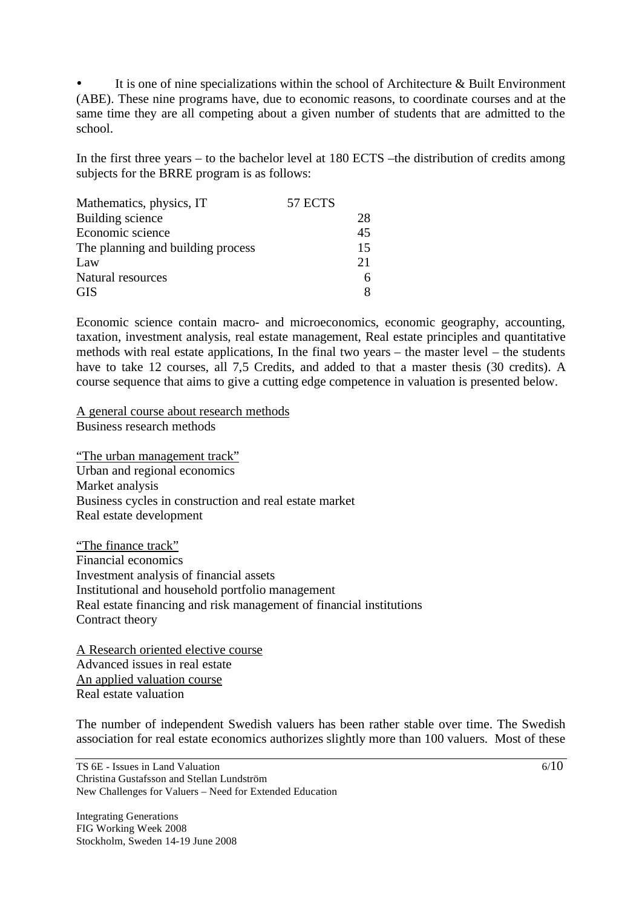- It is one of nine specializations within the school of Architecture & Built Environment (ABE). These nine programs have, due to economic reasons, to coordinate courses and at the same time they are all competing about a given number of students that are admitted to the school.

In the first three years – to the bachelor level at 180 ECTS –the distribution of credits among subjects for the BRRE program is as follows:

| Subject | ECTS |
|---|---|
| Mathematics, physics, IT | 57 ECTS |
| Building science | 28 |
| Economic science | 45 |
| The planning and building process | 15 |
| Law | 21 |
| Natural resources | 6 |
| GIS | 8 |

Economic science contain macro- and microeconomics, economic geography, accounting, taxation, investment analysis, real estate management, Real estate principles and quantitative methods with real estate applications, In the final two years – the master level – the students have to take 12 courses, all 7,5 Credits, and added to that a master thesis (30 credits). A course sequence that aims to give a cutting edge competence in valuation is presented below.

<u>A general course about research methods</u>
Business research methods

<u>"The urban management track"</u>
Urban and regional economics
Market analysis
Business cycles in construction and real estate market
Real estate development

<u>"The finance track"</u>
Financial economics
Investment analysis of financial assets
Institutional and household portfolio management
Real estate financing and risk management of financial institutions
Contract theory

<u>A Research oriented elective course</u>
Advanced issues in real estate
<u>An applied valuation course</u>
Real estate valuation

The number of independent Swedish valuers has been rather stable over time. The Swedish association for real estate economics authorizes slightly more than 100 valuers. Most of these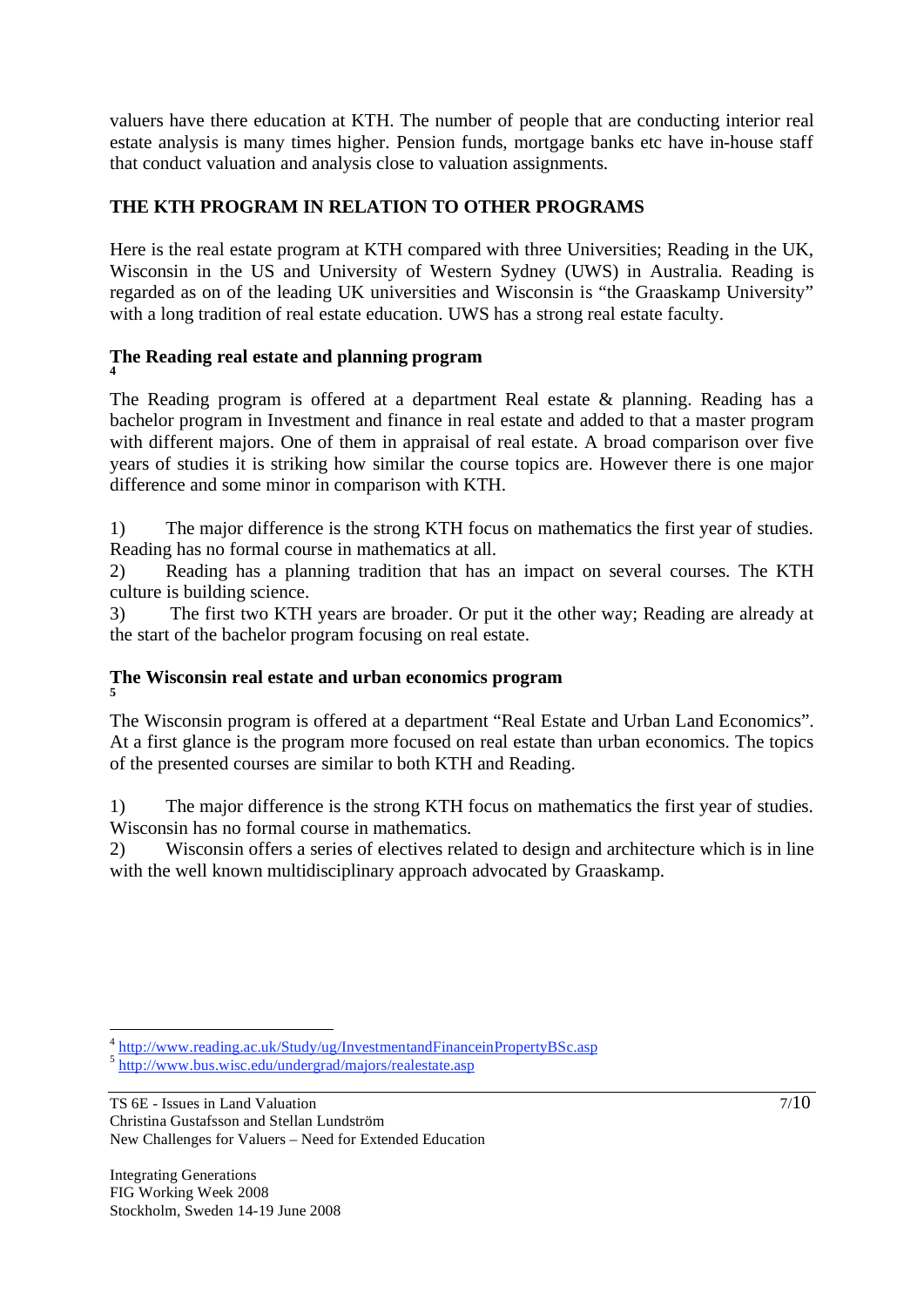valuers have there education at KTH. The number of people that are conducting interior real estate analysis is many times higher. Pension funds, mortgage banks etc have in-house staff that conduct valuation and analysis close to valuation assignments.

## THE KTH PROGRAM IN RELATION TO OTHER PROGRAMS

Here is the real estate program at KTH compared with three Universities; Reading in the UK, Wisconsin in the US and University of Western Sydney (UWS) in Australia. Reading is regarded as on of the leading UK universities and Wisconsin is "the Graaskamp University" with a long tradition of real estate education. UWS has a strong real estate faculty.

### The Reading real estate and planning program [4]

The Reading program is offered at a department Real estate & planning. Reading has a bachelor program in Investment and finance in real estate and added to that a master program with different majors. One of them in appraisal of real estate. A broad comparison over five years of studies it is striking how similar the course topics are. However there is one major difference and some minor in comparison with KTH.

1) The major difference is the strong KTH focus on mathematics the first year of studies. Reading has no formal course in mathematics at all.
2) Reading has a planning tradition that has an impact on several courses. The KTH culture is building science.
3) The first two KTH years are broader. Or put it the other way; Reading are already at the start of the bachelor program focusing on real estate.

### The Wisconsin real estate and urban economics program [5]

The Wisconsin program is offered at a department "Real Estate and Urban Land Economics". At a first glance is the program more focused on real estate than urban economics. The topics of the presented courses are similar to both KTH and Reading.

1) The major difference is the strong KTH focus on mathematics the first year of studies. Wisconsin has no formal course in mathematics.
2) Wisconsin offers a series of electives related to design and architecture which is in line with the well known multidisciplinary approach advocated by Graaskamp.

---

[4] http://www.reading.ac.uk/Study/ug/InvestmentandFinanceinPropertyBSc.asp
[5] http://www.bus.wisc.edu/undergrad/majors/realestate.asp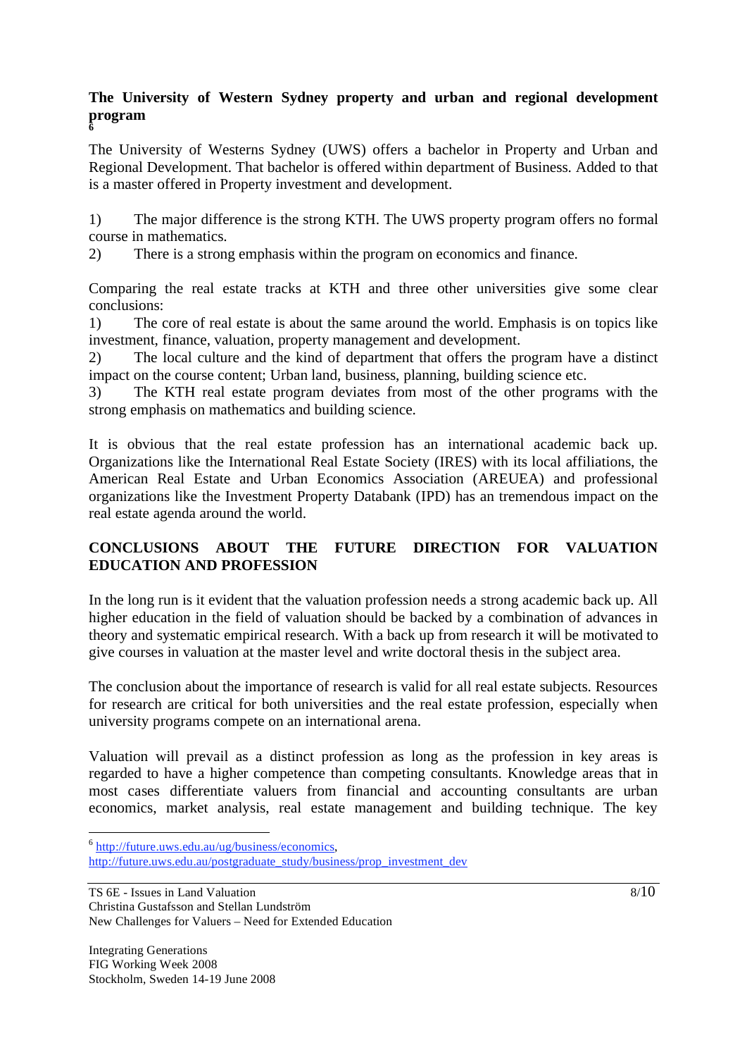### The University of Western Sydney property and urban and regional development program [6]

The University of Westerns Sydney (UWS) offers a bachelor in Property and Urban and Regional Development. That bachelor is offered within department of Business. Added to that is a master offered in Property investment and development.

1) The major difference is the strong KTH. The UWS property program offers no formal course in mathematics.
2) There is a strong emphasis within the program on economics and finance.

Comparing the real estate tracks at KTH and three other universities give some clear conclusions:
1) The core of real estate is about the same around the world. Emphasis is on topics like investment, finance, valuation, property management and development.
2) The local culture and the kind of department that offers the program have a distinct impact on the course content; Urban land, business, planning, building science etc.
3) The KTH real estate program deviates from most of the other programs with the strong emphasis on mathematics and building science.

It is obvious that the real estate profession has an international academic back up. Organizations like the International Real Estate Society (IRES) with its local affiliations, the American Real Estate and Urban Economics Association (AREUEA) and professional organizations like the Investment Property Databank (IPD) has an tremendous impact on the real estate agenda around the world.

## CONCLUSIONS ABOUT THE FUTURE DIRECTION FOR VALUATION EDUCATION AND PROFESSION

In the long run is it evident that the valuation profession needs a strong academic back up. All higher education in the field of valuation should be backed by a combination of advances in theory and systematic empirical research. With a back up from research it will be motivated to give courses in valuation at the master level and write doctoral thesis in the subject area.

The conclusion about the importance of research is valid for all real estate subjects. Resources for research are critical for both universities and the real estate profession, especially when university programs compete on an international arena.

Valuation will prevail as a distinct profession as long as the profession in key areas is regarded to have a higher competence than competing consultants. Knowledge areas that in most cases differentiate valuers from financial and accounting consultants are urban economics, market analysis, real estate management and building technique. The key

---

[6] http://future.uws.edu.au/ug/business/economics, http://future.uws.edu.au/postgraduate_study/business/prop_investment_dev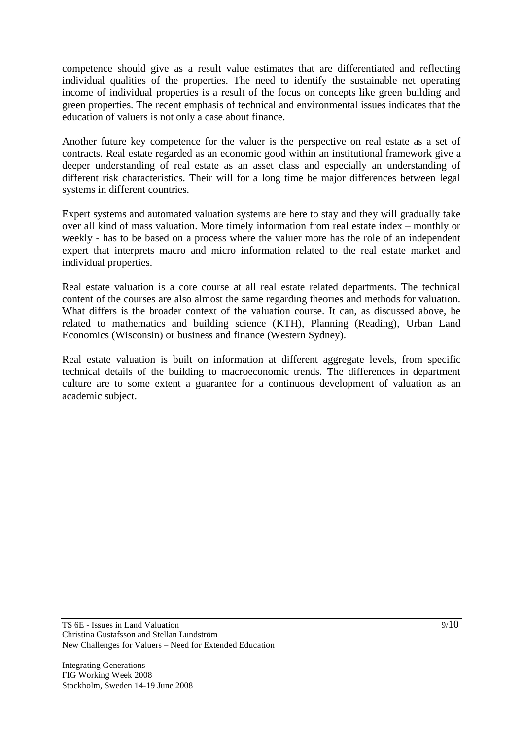competence should give as a result value estimates that are differentiated and reflecting individual qualities of the properties. The need to identify the sustainable net operating income of individual properties is a result of the focus on concepts like green building and green properties. The recent emphasis of technical and environmental issues indicates that the education of valuers is not only a case about finance.

Another future key competence for the valuer is the perspective on real estate as a set of contracts. Real estate regarded as an economic good within an institutional framework give a deeper understanding of real estate as an asset class and especially an understanding of different risk characteristics. Their will for a long time be major differences between legal systems in different countries.

Expert systems and automated valuation systems are here to stay and they will gradually take over all kind of mass valuation. More timely information from real estate index – monthly or weekly - has to be based on a process where the valuer more has the role of an independent expert that interprets macro and micro information related to the real estate market and individual properties.

Real estate valuation is a core course at all real estate related departments. The technical content of the courses are also almost the same regarding theories and methods for valuation. What differs is the broader context of the valuation course. It can, as discussed above, be related to mathematics and building science (KTH), Planning (Reading), Urban Land Economics (Wisconsin) or business and finance (Western Sydney).

Real estate valuation is built on information at different aggregate levels, from specific technical details of the building to macroeconomic trends. The differences in department culture are to some extent a guarantee for a continuous development of valuation as an academic subject.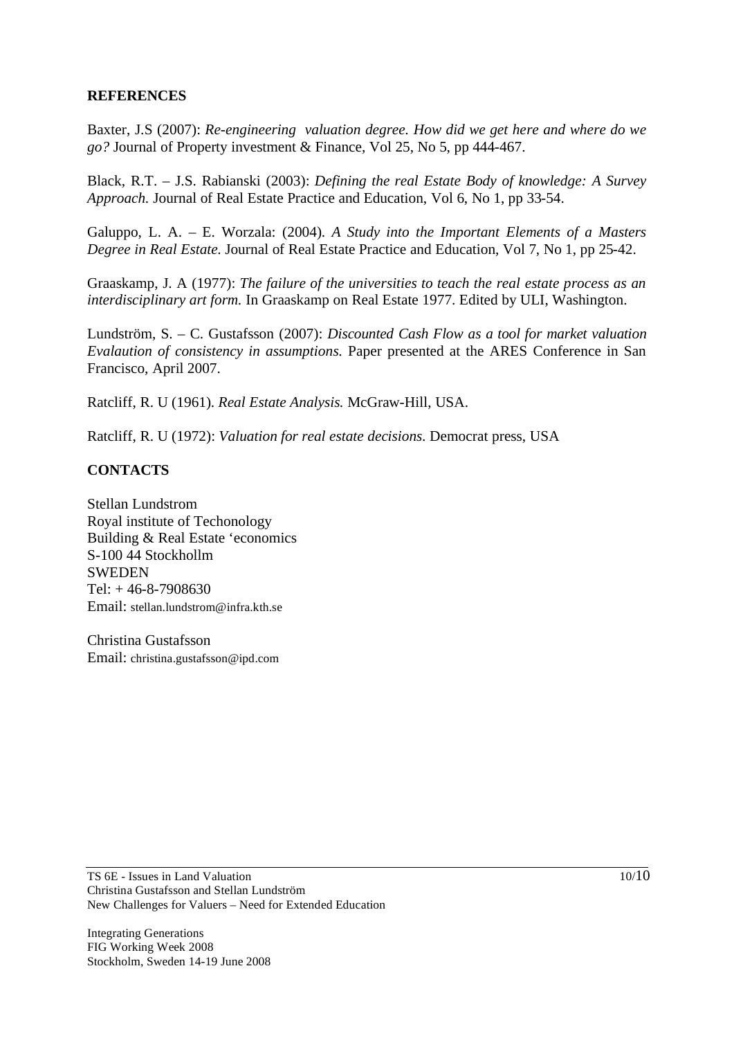## REFERENCES

Baxter, J.S (2007): *Re-engineering valuation degree. How did we get here and where do we go?* Journal of Property investment & Finance, Vol 25, No 5, pp 444-467.

Black, R.T. – J.S. Rabianski (2003): *Defining the real Estate Body of knowledge: A Survey Approach.* Journal of Real Estate Practice and Education, Vol 6, No 1, pp 33-54.

Galuppo, L. A. – E. Worzala: (2004). *A Study into the Important Elements of a Masters Degree in Real Estate.* Journal of Real Estate Practice and Education, Vol 7, No 1, pp 25-42.

Graaskamp, J. A (1977): *The failure of the universities to teach the real estate process as an interdisciplinary art form.* In Graaskamp on Real Estate 1977. Edited by ULI, Washington.

Lundström, S. – C. Gustafsson (2007): *Discounted Cash Flow as a tool for market valuation Evalaution of consistency in assumptions.* Paper presented at the ARES Conference in San Francisco, April 2007.

Ratcliff, R. U (1961). *Real Estate Analysis.* McGraw-Hill, USA.

Ratcliff, R. U (1972): *Valuation for real estate decisions*. Democrat press, USA

## CONTACTS

Stellan Lundstrom
Royal institute of Techonology
Building & Real Estate 'economics
S-100 44 Stockhollm
SWEDEN
Tel: + 46-8-7908630
Email: stellan.lundstrom@infra.kth.se

Christina Gustafsson
Email: christina.gustafsson@ipd.com